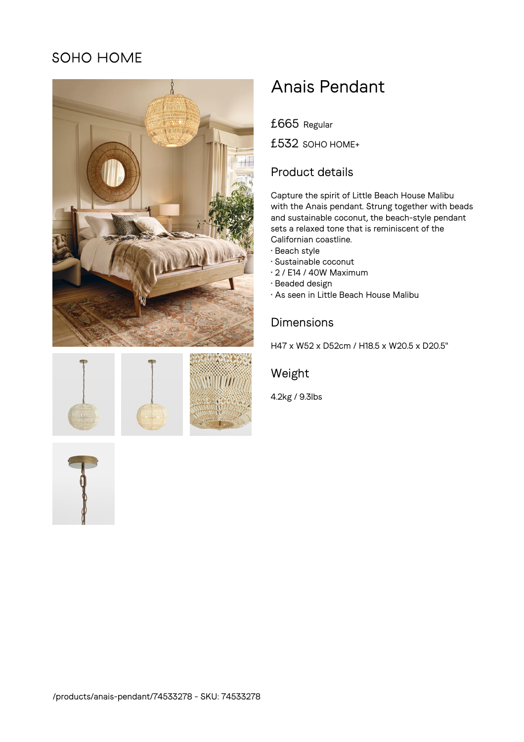SOHO HOME

# Anais Pendant

£665 Regular

£532 SOHO HOME+

## Product details

Capture the spirit of Little Beach House Malibu with the Anais pendant. Strung together with beads and sustainable coconut, the beach-style pendant sets a relaxed tone that is reminiscent of the Californian coastline.

- Beach style
- Sustainable coconut
- 2 / E14 / 40W Maximum
- Beaded design
- As seen in Little Beach House Malibu

## Dimensions

H47 x W52 x D52cm / H18.5 x W20.5 x D20.5"

## Weight

4.2kg / 9.3lbs

/products/anais-pendant/74533278 - SKU: 74533278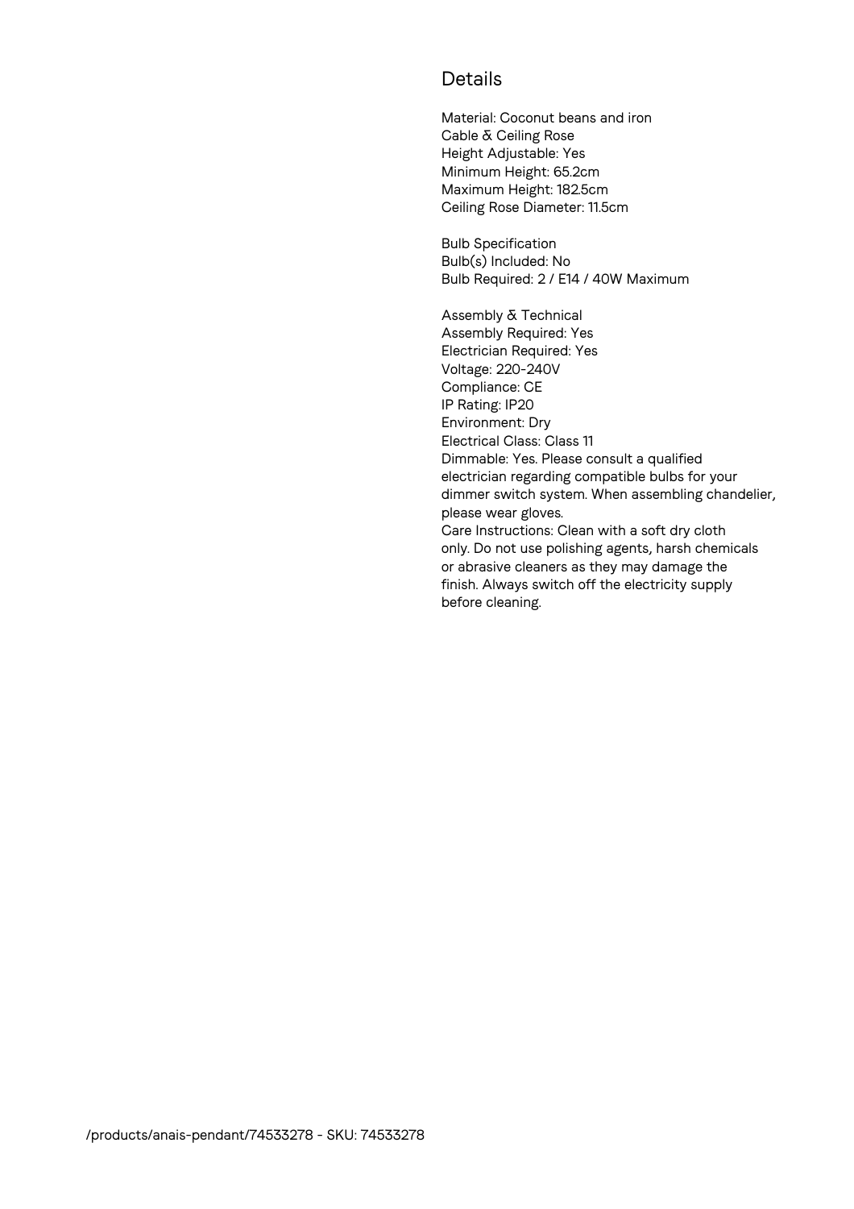## Details

Material: Coconut beans and iron
Cable & Ceiling Rose
Height Adjustable: Yes
Minimum Height: 65.2cm
Maximum Height: 182.5cm
Ceiling Rose Diameter: 11.5cm

Bulb Specification
Bulb(s) Included: No
Bulb Required: 2 / E14 / 40W Maximum

Assembly & Technical
Assembly Required: Yes
Electrician Required: Yes
Voltage: 220-240V
Compliance: CE
IP Rating: IP20
Environment: Dry
Electrical Class: Class 11
Dimmable: Yes. Please consult a qualified electrician regarding compatible bulbs for your dimmer switch system. When assembling chandelier, please wear gloves.
Care Instructions: Clean with a soft dry cloth only. Do not use polishing agents, harsh chemicals or abrasive cleaners as they may damage the finish. Always switch off the electricity supply before cleaning.

/products/anais-pendant/74533278 - SKU: 74533278